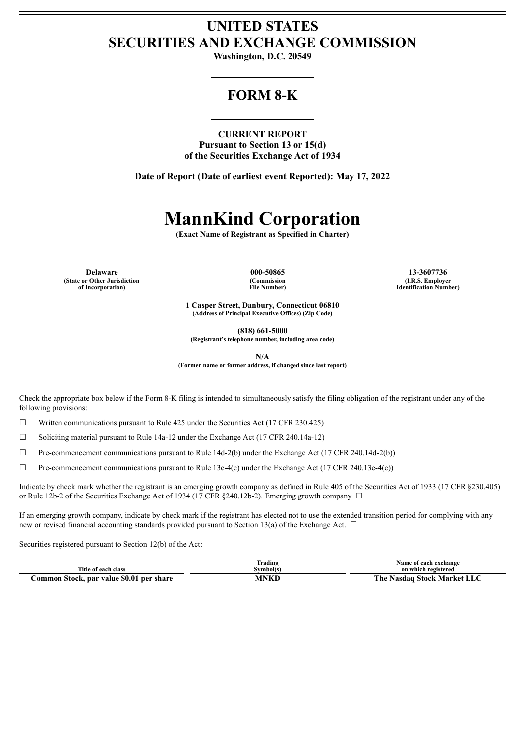# UNITED STATES
# SECURITIES AND EXCHANGE COMMISSION

**Washington, D.C. 20549**

## FORM 8-K

**CURRENT REPORT**
**Pursuant to Section 13 or 15(d)**
**of the Securities Exchange Act of 1934**

**Date of Report (Date of earliest event Reported): May 17, 2022**

# MannKind Corporation

**(Exact Name of Registrant as Specified in Charter)**

| Delaware | 000-50865 | 13-3607736 |
|---|---|---|
| (State or Other Jurisdiction of Incorporation) | (Commission File Number) | (I.R.S. Employer Identification Number) |

**1 Casper Street, Danbury, Connecticut 06810**
**(Address of Principal Executive Offices) (Zip Code)**

**(818) 661-5000**
**(Registrant's telephone number, including area code)**

**N/A**
**(Former name or former address, if changed since last report)**

Check the appropriate box below if the Form 8-K filing is intended to simultaneously satisfy the filing obligation of the registrant under any of the following provisions:

☐ Written communications pursuant to Rule 425 under the Securities Act (17 CFR 230.425)

☐ Soliciting material pursuant to Rule 14a-12 under the Exchange Act (17 CFR 240.14a-12)

☐ Pre-commencement communications pursuant to Rule 14d-2(b) under the Exchange Act (17 CFR 240.14d-2(b))

☐ Pre-commencement communications pursuant to Rule 13e-4(c) under the Exchange Act (17 CFR 240.13e-4(c))

Indicate by check mark whether the registrant is an emerging growth company as defined in Rule 405 of the Securities Act of 1933 (17 CFR §230.405) or Rule 12b-2 of the Securities Exchange Act of 1934 (17 CFR §240.12b-2). Emerging growth company ☐

If an emerging growth company, indicate by check mark if the registrant has elected not to use the extended transition period for complying with any new or revised financial accounting standards provided pursuant to Section 13(a) of the Exchange Act. ☐

Securities registered pursuant to Section 12(b) of the Act:

| Title of each class | Trading Symbol(s) | Name of each exchange on which registered |
|---|---|---|
| **Common Stock, par value $0.01 per share** | **MNKD** | **The Nasdaq Stock Market LLC** |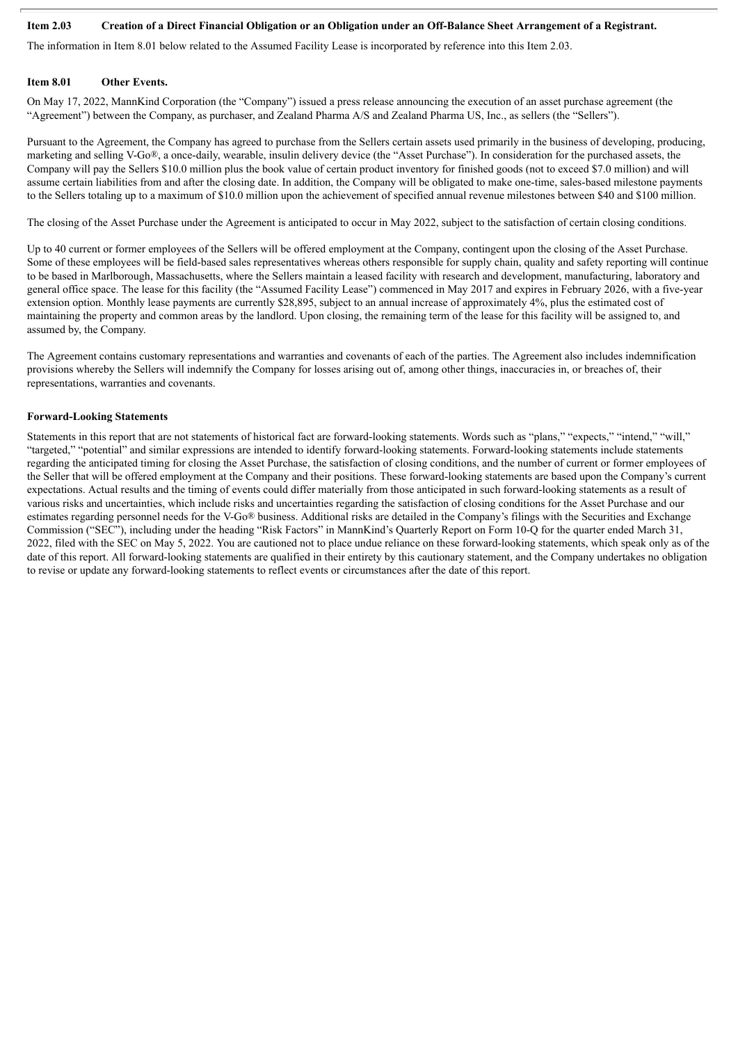**Item 2.03 Creation of a Direct Financial Obligation or an Obligation under an Off-Balance Sheet Arrangement of a Registrant.**

The information in Item 8.01 below related to the Assumed Facility Lease is incorporated by reference into this Item 2.03.

**Item 8.01 Other Events.**

On May 17, 2022, MannKind Corporation (the "Company") issued a press release announcing the execution of an asset purchase agreement (the "Agreement") between the Company, as purchaser, and Zealand Pharma A/S and Zealand Pharma US, Inc., as sellers (the "Sellers").

Pursuant to the Agreement, the Company has agreed to purchase from the Sellers certain assets used primarily in the business of developing, producing, marketing and selling V-Go®, a once-daily, wearable, insulin delivery device (the "Asset Purchase"). In consideration for the purchased assets, the Company will pay the Sellers $10.0 million plus the book value of certain product inventory for finished goods (not to exceed $7.0 million) and will assume certain liabilities from and after the closing date. In addition, the Company will be obligated to make one-time, sales-based milestone payments to the Sellers totaling up to a maximum of $10.0 million upon the achievement of specified annual revenue milestones between $40 and $100 million.

The closing of the Asset Purchase under the Agreement is anticipated to occur in May 2022, subject to the satisfaction of certain closing conditions.

Up to 40 current or former employees of the Sellers will be offered employment at the Company, contingent upon the closing of the Asset Purchase. Some of these employees will be field-based sales representatives whereas others responsible for supply chain, quality and safety reporting will continue to be based in Marlborough, Massachusetts, where the Sellers maintain a leased facility with research and development, manufacturing, laboratory and general office space. The lease for this facility (the "Assumed Facility Lease") commenced in May 2017 and expires in February 2026, with a five-year extension option. Monthly lease payments are currently $28,895, subject to an annual increase of approximately 4%, plus the estimated cost of maintaining the property and common areas by the landlord. Upon closing, the remaining term of the lease for this facility will be assigned to, and assumed by, the Company.

The Agreement contains customary representations and warranties and covenants of each of the parties. The Agreement also includes indemnification provisions whereby the Sellers will indemnify the Company for losses arising out of, among other things, inaccuracies in, or breaches of, their representations, warranties and covenants.

**Forward-Looking Statements**

Statements in this report that are not statements of historical fact are forward-looking statements. Words such as "plans," "expects," "intend," "will," "targeted," "potential" and similar expressions are intended to identify forward-looking statements. Forward-looking statements include statements regarding the anticipated timing for closing the Asset Purchase, the satisfaction of closing conditions, and the number of current or former employees of the Seller that will be offered employment at the Company and their positions. These forward-looking statements are based upon the Company's current expectations. Actual results and the timing of events could differ materially from those anticipated in such forward-looking statements as a result of various risks and uncertainties, which include risks and uncertainties regarding the satisfaction of closing conditions for the Asset Purchase and our estimates regarding personnel needs for the V-Go® business. Additional risks are detailed in the Company's filings with the Securities and Exchange Commission ("SEC"), including under the heading "Risk Factors" in MannKind's Quarterly Report on Form 10-Q for the quarter ended March 31, 2022, filed with the SEC on May 5, 2022. You are cautioned not to place undue reliance on these forward-looking statements, which speak only as of the date of this report. All forward-looking statements are qualified in their entirety by this cautionary statement, and the Company undertakes no obligation to revise or update any forward-looking statements to reflect events or circumstances after the date of this report.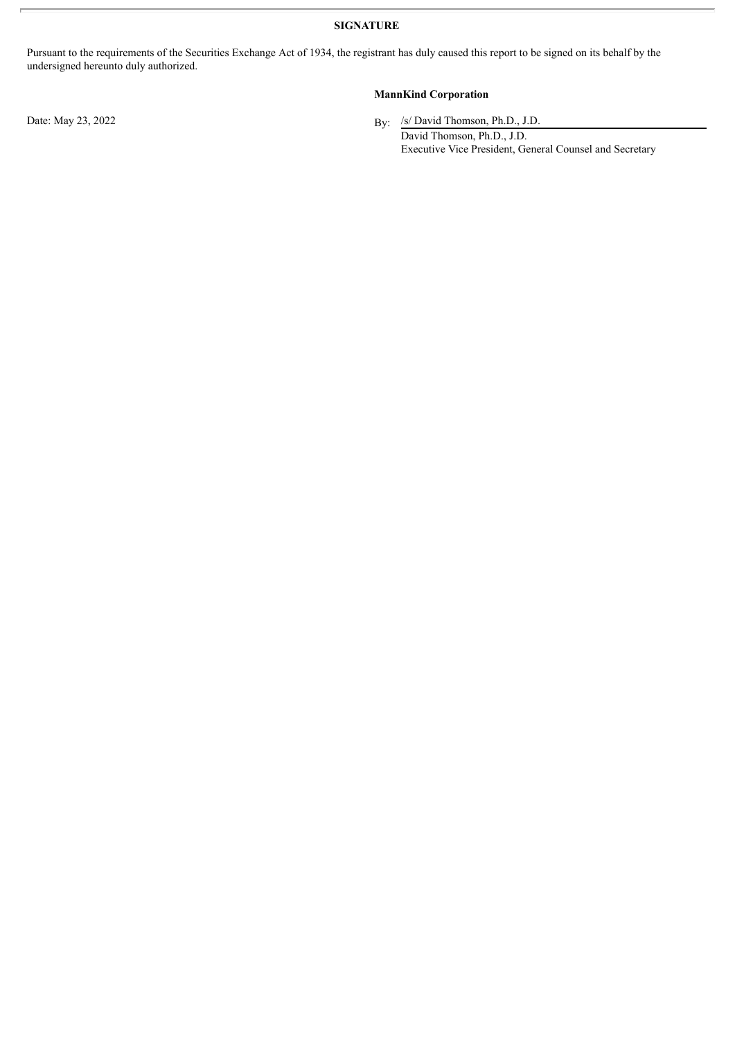**SIGNATURE**

Pursuant to the requirements of the Securities Exchange Act of 1934, the registrant has duly caused this report to be signed on its behalf by the undersigned hereunto duly authorized.

**MannKind Corporation**

Date: May 23, 2022

By: /s/ David Thomson, Ph.D., J.D.

David Thomson, Ph.D., J.D.

Executive Vice President, General Counsel and Secretary